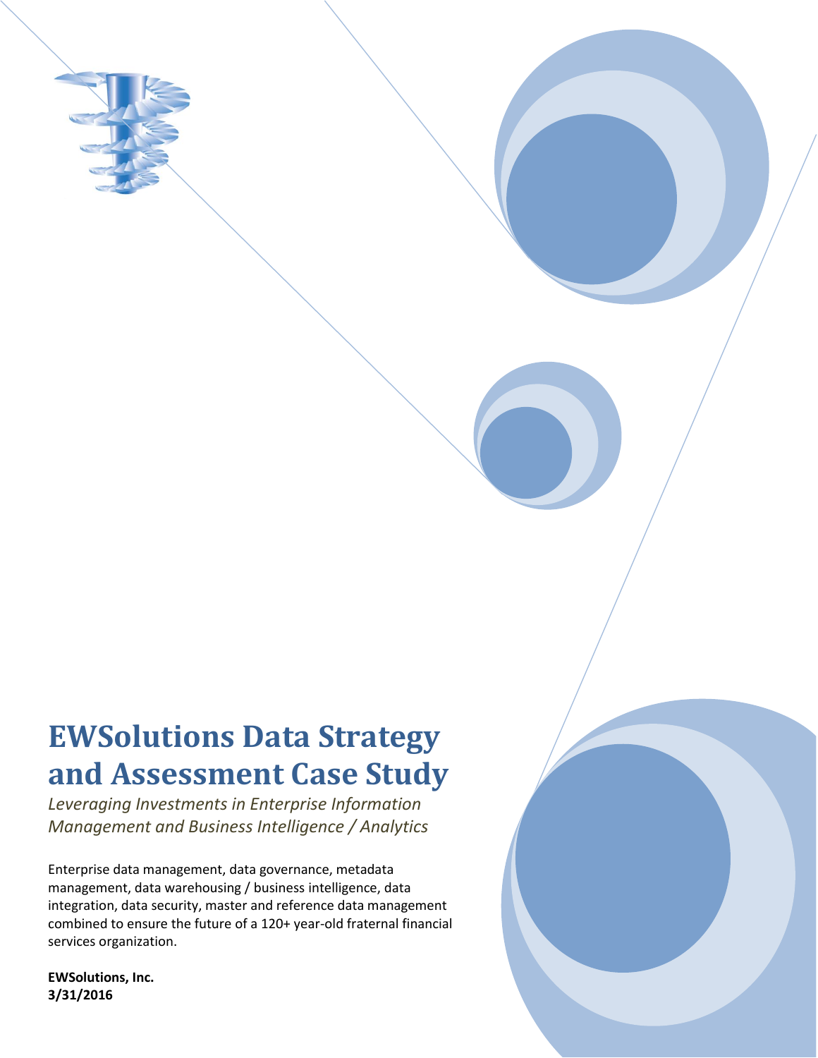# EWSolutions Data Strategy and Assessment Case Study

*Leveraging Investments in Enterprise Information Management and Business Intelligence / Analytics*

Enterprise data management, data governance, metadata management, data warehousing / business intelligence, data integration, data security, master and reference data management combined to ensure the future of a 120+ year-old fraternal financial services organization.

**EWSolutions, Inc.**
**3/31/2016**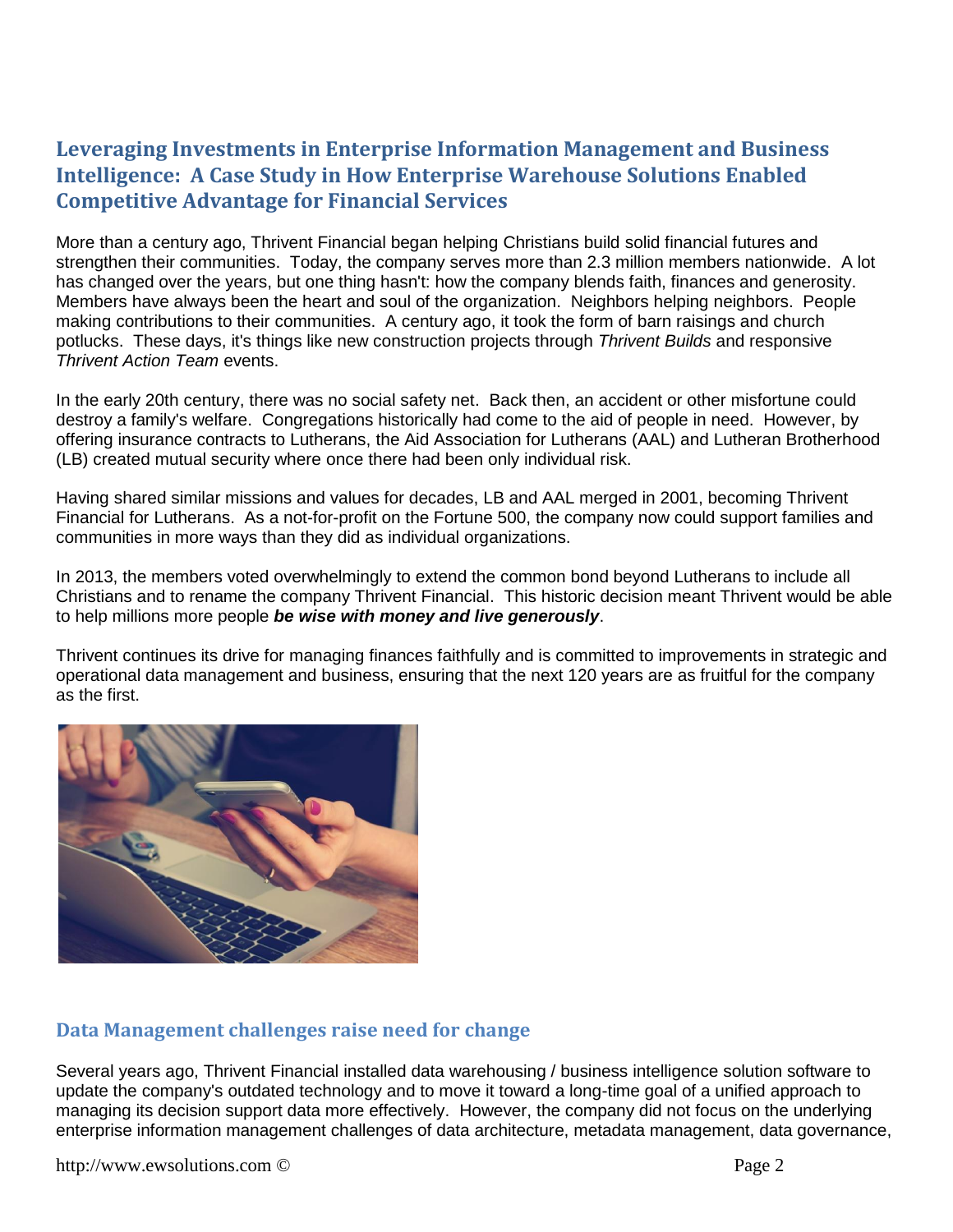## Leveraging Investments in Enterprise Information Management and Business Intelligence: A Case Study in How Enterprise Warehouse Solutions Enabled Competitive Advantage for Financial Services

More than a century ago, Thrivent Financial began helping Christians build solid financial futures and strengthen their communities. Today, the company serves more than 2.3 million members nationwide. A lot has changed over the years, but one thing hasn't: how the company blends faith, finances and generosity. Members have always been the heart and soul of the organization. Neighbors helping neighbors. People making contributions to their communities. A century ago, it took the form of barn raisings and church potlucks. These days, it's things like new construction projects through *Thrivent Builds* and responsive *Thrivent Action Team* events.

In the early 20th century, there was no social safety net. Back then, an accident or other misfortune could destroy a family's welfare. Congregations historically had come to the aid of people in need. However, by offering insurance contracts to Lutherans, the Aid Association for Lutherans (AAL) and Lutheran Brotherhood (LB) created mutual security where once there had been only individual risk.

Having shared similar missions and values for decades, LB and AAL merged in 2001, becoming Thrivent Financial for Lutherans. As a not-for-profit on the Fortune 500, the company now could support families and communities in more ways than they did as individual organizations.

In 2013, the members voted overwhelmingly to extend the common bond beyond Lutherans to include all Christians and to rename the company Thrivent Financial. This historic decision meant Thrivent would be able to help millions more people ***be wise with money and live generously***.

Thrivent continues its drive for managing finances faithfully and is committed to improvements in strategic and operational data management and business, ensuring that the next 120 years are as fruitful for the company as the first.

### Data Management challenges raise need for change

Several years ago, Thrivent Financial installed data warehousing / business intelligence solution software to update the company's outdated technology and to move it toward a long-time goal of a unified approach to managing its decision support data more effectively. However, the company did not focus on the underlying enterprise information management challenges of data architecture, metadata management, data governance,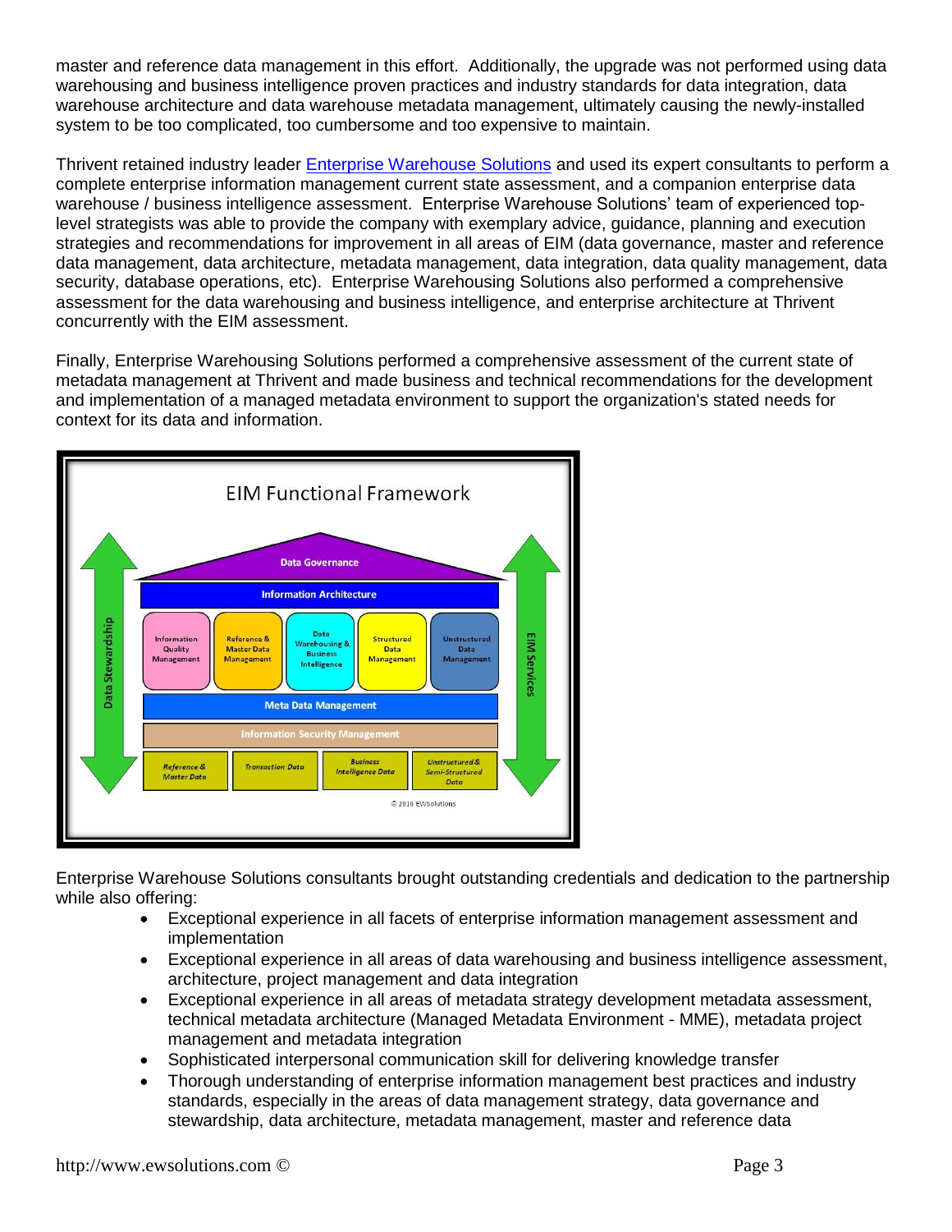master and reference data management in this effort. Additionally, the upgrade was not performed using data warehousing and business intelligence proven practices and industry standards for data integration, data warehouse architecture and data warehouse metadata management, ultimately causing the newly-installed system to be too complicated, too cumbersome and too expensive to maintain.

Thrivent retained industry leader [Enterprise Warehouse Solutions](http://www.ewsolutions.com) and used its expert consultants to perform a complete enterprise information management current state assessment, and a companion enterprise data warehouse / business intelligence assessment. Enterprise Warehouse Solutions' team of experienced top-level strategists was able to provide the company with exemplary advice, guidance, planning and execution strategies and recommendations for improvement in all areas of EIM (data governance, master and reference data management, data architecture, metadata management, data integration, data quality management, data security, database operations, etc). Enterprise Warehousing Solutions also performed a comprehensive assessment for the data warehousing and business intelligence, and enterprise architecture at Thrivent concurrently with the EIM assessment.

Finally, Enterprise Warehousing Solutions performed a comprehensive assessment of the current state of metadata management at Thrivent and made business and technical recommendations for the development and implementation of a managed metadata environment to support the organization's stated needs for context for its data and information.

EIM Functional Framework

Data Governance

Information Architecture

Information Quality Management

Reference & Master Data Management

Data Warehousing & Business Intelligence

Structured Data Management

Unstructured Data Management

Meta Data Management

Information Security Management

Reference & Master Data

Transaction Data

Business Intelligence Data

Unstructured & Semi-Structured Data

Data Stewardship

EIM Services

© 2010 EWSolutions

Enterprise Warehouse Solutions consultants brought outstanding credentials and dedication to the partnership while also offering:

- Exceptional experience in all facets of enterprise information management assessment and implementation
- Exceptional experience in all areas of data warehousing and business intelligence assessment, architecture, project management and data integration
- Exceptional experience in all areas of metadata strategy development metadata assessment, technical metadata architecture (Managed Metadata Environment - MME), metadata project management and metadata integration
- Sophisticated interpersonal communication skill for delivering knowledge transfer
- Thorough understanding of enterprise information management best practices and industry standards, especially in the areas of data management strategy, data governance and stewardship, data architecture, metadata management, master and reference data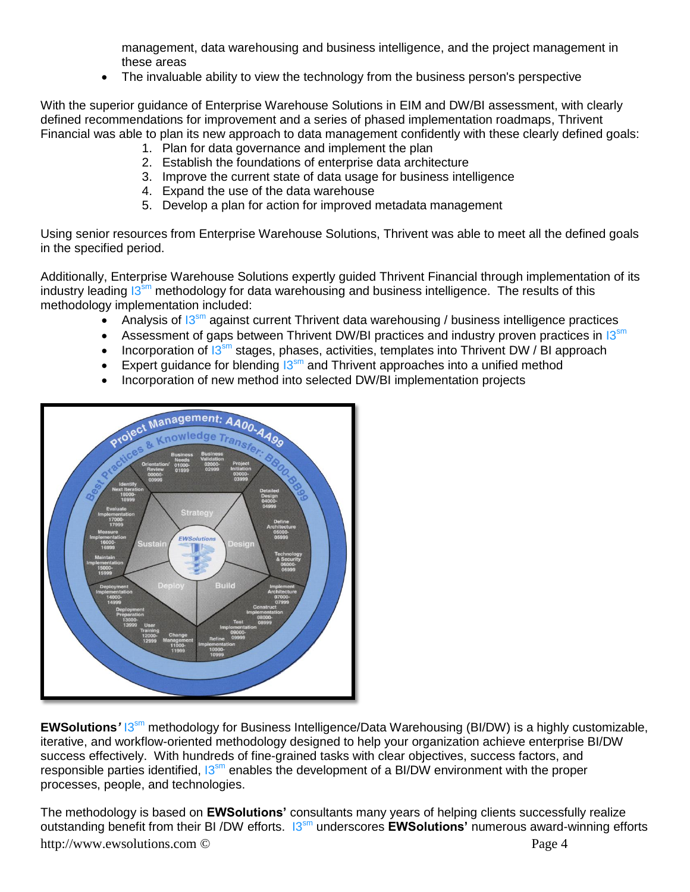management, data warehousing and business intelligence, and the project management in these areas
- The invaluable ability to view the technology from the business person's perspective

With the superior guidance of Enterprise Warehouse Solutions in EIM and DW/BI assessment, with clearly defined recommendations for improvement and a series of phased implementation roadmaps, Thrivent Financial was able to plan its new approach to data management confidently with these clearly defined goals:

1. Plan for data governance and implement the plan
2. Establish the foundations of enterprise data architecture
3. Improve the current state of data usage for business intelligence
4. Expand the use of the data warehouse
5. Develop a plan for action for improved metadata management

Using senior resources from Enterprise Warehouse Solutions, Thrivent was able to meet all the defined goals in the specified period.

Additionally, Enterprise Warehouse Solutions expertly guided Thrivent Financial through implementation of its industry leading I3sm methodology for data warehousing and business intelligence. The results of this methodology implementation included:

- Analysis of I3sm against current Thrivent data warehousing / business intelligence practices
- Assessment of gaps between Thrivent DW/BI practices and industry proven practices in I3sm
- Incorporation of I3sm stages, phases, activities, templates into Thrivent DW / BI approach
- Expert guidance for blending I3sm and Thrivent approaches into a unified method
- Incorporation of new method into selected DW/BI implementation projects

Project Management: AA00-AA99
Knowledge Transfer: BB00-BB99
Best Practices
Business Needs 01000-01999
Business Validation 02000-02999
Orientation/ Review 00000-00999
Project Initiation 03000-03999
Detailed Design 04000-04999
Define Architecture 05000-05999
Technology & Security 06000-06999
Implement Architecture 07000-07999
Construct Implementation 08000-08999
Test Implementation 09000-09999
Refine Implementation 10000-10999
Change Management 11000-11999
User Training 12000-12999
Deployment Preparation 13000-13999
Deployment Implementation 14000-14999
Maintain Implementation 15000-15999
Measure Implementation 16000-16999
Evaluate Implementation 17000-17999
Identify Next Iteration 18000-18999
Strategy
Design
Build
Deploy
Sustain
EWSolutions

**EWSolutions'** I3sm methodology for Business Intelligence/Data Warehousing (BI/DW) is a highly customizable, iterative, and workflow-oriented methodology designed to help your organization achieve enterprise BI/DW success effectively. With hundreds of fine-grained tasks with clear objectives, success factors, and responsible parties identified, I3sm enables the development of a BI/DW environment with the proper processes, people, and technologies.

The methodology is based on **EWSolutions'** consultants many years of helping clients successfully realize outstanding benefit from their BI /DW efforts. I3sm underscores **EWSolutions'** numerous award-winning efforts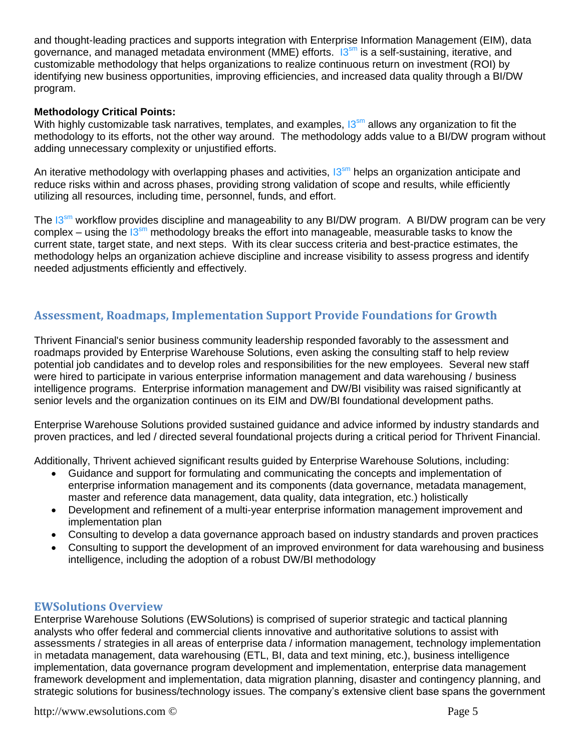and thought-leading practices and supports integration with Enterprise Information Management (EIM), data governance, and managed metadata environment (MME) efforts. I3[sm] is a self-sustaining, iterative, and customizable methodology that helps organizations to realize continuous return on investment (ROI) by identifying new business opportunities, improving efficiencies, and increased data quality through a BI/DW program.

**Methodology Critical Points:**
With highly customizable task narratives, templates, and examples, I3[sm] allows any organization to fit the methodology to its efforts, not the other way around. The methodology adds value to a BI/DW program without adding unnecessary complexity or unjustified efforts.

An iterative methodology with overlapping phases and activities, I3[sm] helps an organization anticipate and reduce risks within and across phases, providing strong validation of scope and results, while efficiently utilizing all resources, including time, personnel, funds, and effort.

The I3[sm] workflow provides discipline and manageability to any BI/DW program. A BI/DW program can be very complex – using the I3[sm] methodology breaks the effort into manageable, measurable tasks to know the current state, target state, and next steps. With its clear success criteria and best-practice estimates, the methodology helps an organization achieve discipline and increase visibility to assess progress and identify needed adjustments efficiently and effectively.

## Assessment, Roadmaps, Implementation Support Provide Foundations for Growth

Thrivent Financial's senior business community leadership responded favorably to the assessment and roadmaps provided by Enterprise Warehouse Solutions, even asking the consulting staff to help review potential job candidates and to develop roles and responsibilities for the new employees. Several new staff were hired to participate in various enterprise information management and data warehousing / business intelligence programs. Enterprise information management and DW/BI visibility was raised significantly at senior levels and the organization continues on its EIM and DW/BI foundational development paths.

Enterprise Warehouse Solutions provided sustained guidance and advice informed by industry standards and proven practices, and led / directed several foundational projects during a critical period for Thrivent Financial.

Additionally, Thrivent achieved significant results guided by Enterprise Warehouse Solutions, including:

- Guidance and support for formulating and communicating the concepts and implementation of enterprise information management and its components (data governance, metadata management, master and reference data management, data quality, data integration, etc.) holistically
- Development and refinement of a multi-year enterprise information management improvement and implementation plan
- Consulting to develop a data governance approach based on industry standards and proven practices
- Consulting to support the development of an improved environment for data warehousing and business intelligence, including the adoption of a robust DW/BI methodology

## EWSolutions Overview

Enterprise Warehouse Solutions (EWSolutions) is comprised of superior strategic and tactical planning analysts who offer federal and commercial clients innovative and authoritative solutions to assist with assessments / strategies in all areas of enterprise data / information management, technology implementation in metadata management, data warehousing (ETL, BI, data and text mining, etc.), business intelligence implementation, data governance program development and implementation, enterprise data management framework development and implementation, data migration planning, disaster and contingency planning, and strategic solutions for business/technology issues. The company's extensive client base spans the government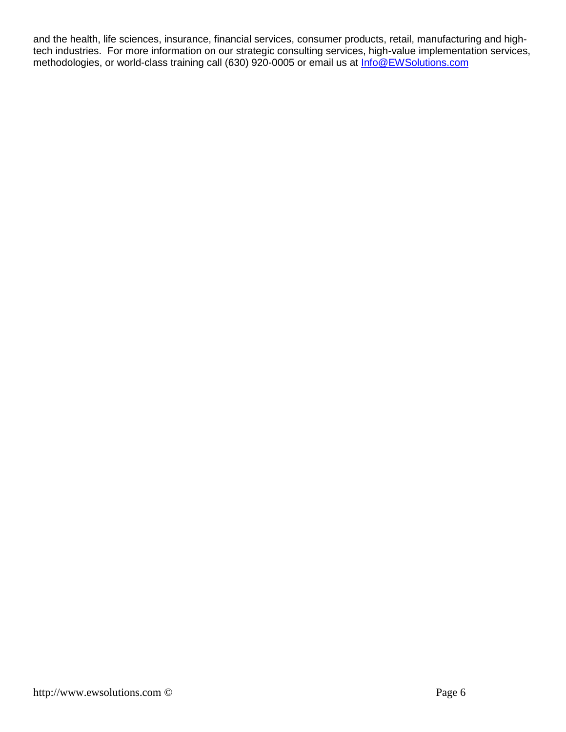and the health, life sciences, insurance, financial services, consumer products, retail, manufacturing and high-tech industries. For more information on our strategic consulting services, high-value implementation services, methodologies, or world-class training call (630) 920-0005 or email us at [Info@EWSolutions.com](mailto:Info@EWSolutions.com)